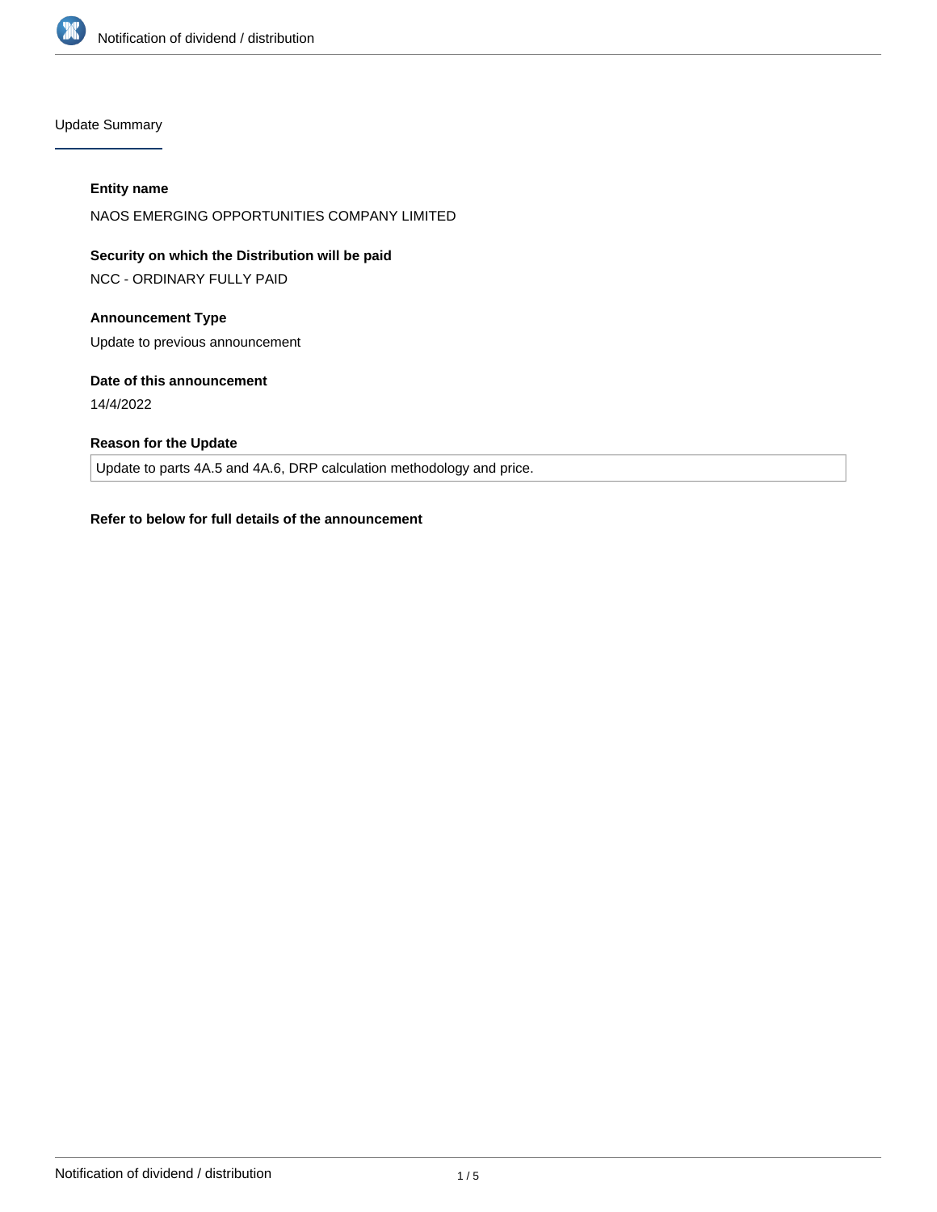## Update Summary

**Entity name**

NAOS EMERGING OPPORTUNITIES COMPANY LIMITED

**Security on which the Distribution will be paid**

NCC - ORDINARY FULLY PAID

**Announcement Type**

Update to previous announcement

**Date of this announcement**

14/4/2022

**Reason for the Update**

Update to parts 4A.5 and 4A.6, DRP calculation methodology and price.

**Refer to below for full details of the announcement**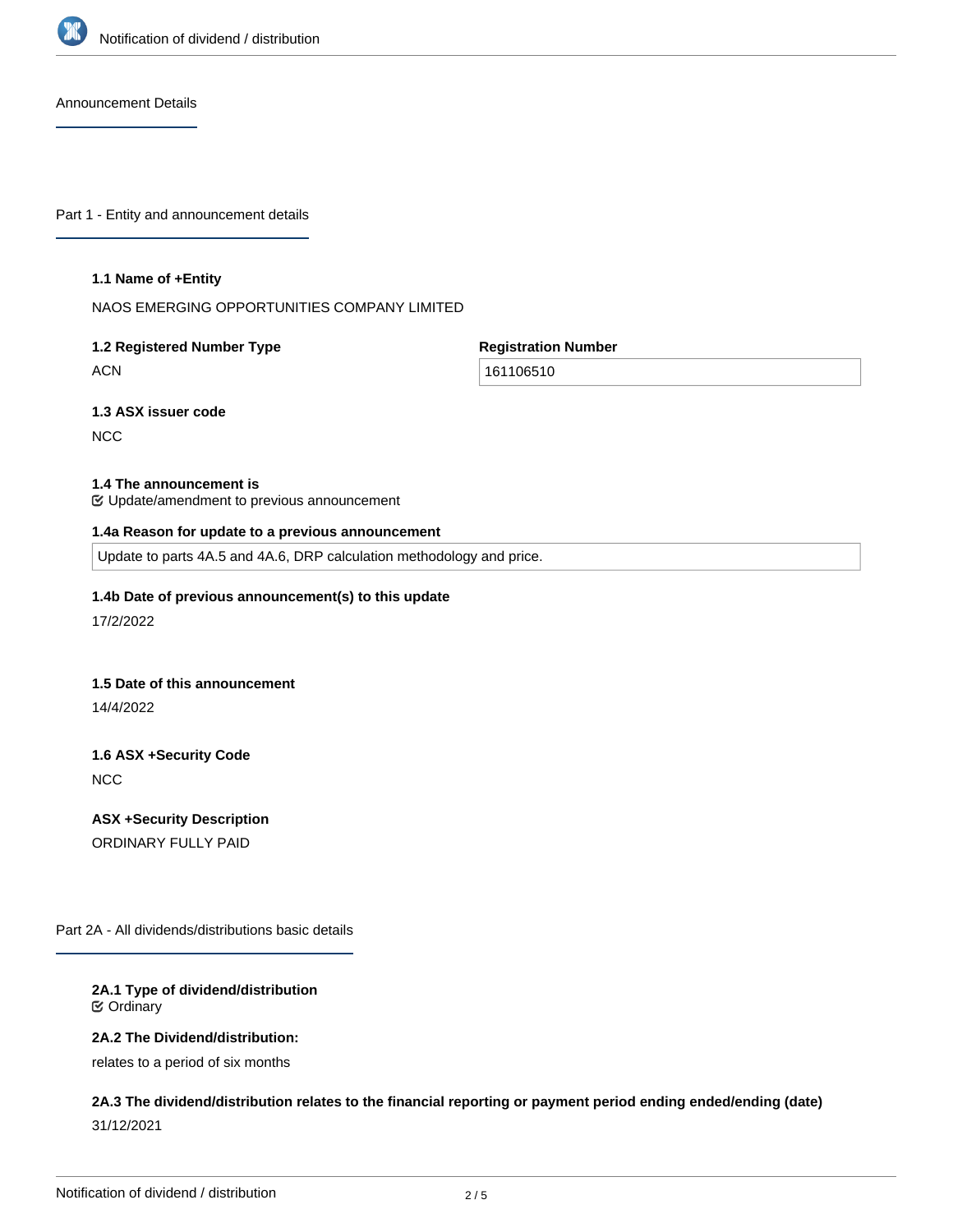## Announcement Details

## Part 1 - Entity and announcement details

**1.1 Name of +Entity**

NAOS EMERGING OPPORTUNITIES COMPANY LIMITED

**1.2 Registered Number Type**

ACN

**Registration Number**

161106510

**1.3 ASX issuer code**

NCC

**1.4 The announcement is**

☑ Update/amendment to previous announcement

**1.4a Reason for update to a previous announcement**

Update to parts 4A.5 and 4A.6, DRP calculation methodology and price.

**1.4b Date of previous announcement(s) to this update**

17/2/2022

**1.5 Date of this announcement**

14/4/2022

**1.6 ASX +Security Code**

NCC

**ASX +Security Description**

ORDINARY FULLY PAID

## Part 2A - All dividends/distributions basic details

**2A.1 Type of dividend/distribution**

☑ Ordinary

**2A.2 The Dividend/distribution:**

relates to a period of six months

**2A.3 The dividend/distribution relates to the financial reporting or payment period ending ended/ending (date)**

31/12/2021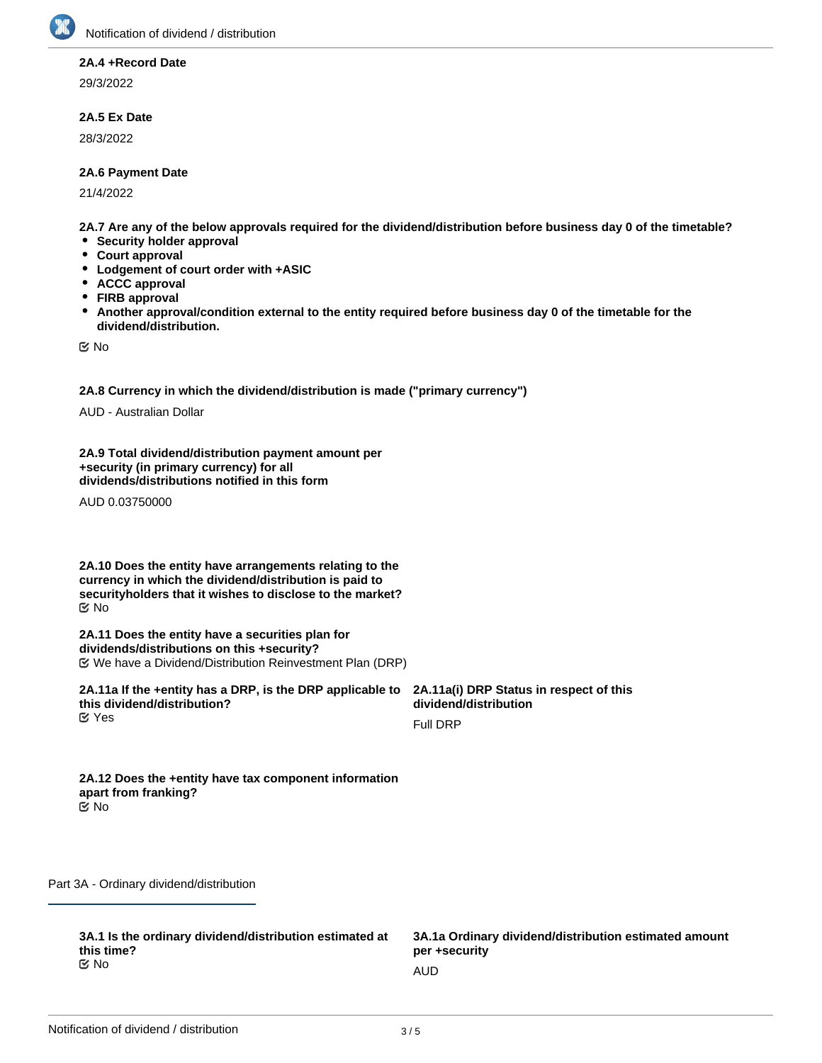**2A.4 +Record Date**

29/3/2022

**2A.5 Ex Date**

28/3/2022

**2A.6 Payment Date**

21/4/2022

**2A.7 Are any of the below approvals required for the dividend/distribution before business day 0 of the timetable?**

- **Security holder approval**
- **Court approval**
- **Lodgement of court order with +ASIC**
- **ACCC approval**
- **FIRB approval**
- **Another approval/condition external to the entity required before business day 0 of the timetable for the dividend/distribution.**

☑ No

**2A.8 Currency in which the dividend/distribution is made ("primary currency")**

AUD - Australian Dollar

**2A.9 Total dividend/distribution payment amount per +security (in primary currency) for all dividends/distributions notified in this form**

AUD 0.03750000

**2A.10 Does the entity have arrangements relating to the currency in which the dividend/distribution is paid to securityholders that it wishes to disclose to the market?**

☑ No

**2A.11 Does the entity have a securities plan for dividends/distributions on this +security?**

☑ We have a Dividend/Distribution Reinvestment Plan (DRP)

**2A.11a If the +entity has a DRP, is the DRP applicable to this dividend/distribution?**

☑ Yes

**2A.11a(i) DRP Status in respect of this dividend/distribution**

Full DRP

**2A.12 Does the +entity have tax component information apart from franking?**

☑ No

## Part 3A - Ordinary dividend/distribution

**3A.1 Is the ordinary dividend/distribution estimated at this time?**

☑ No

**3A.1a Ordinary dividend/distribution estimated amount per +security**

AUD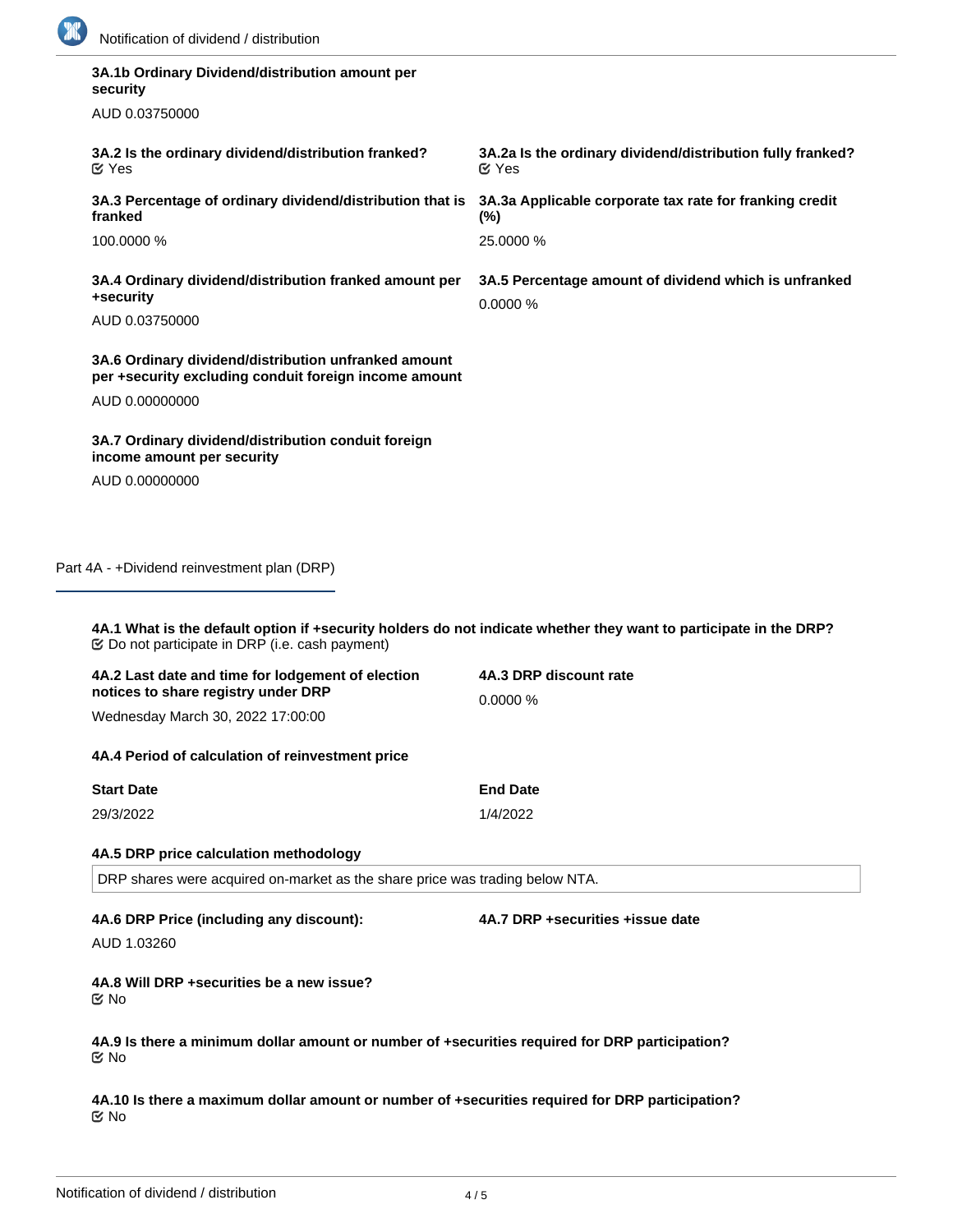**3A.1b Ordinary Dividend/distribution amount per security**

AUD 0.03750000

**3A.2 Is the ordinary dividend/distribution franked?**
Yes

**3A.2a Is the ordinary dividend/distribution fully franked?**
Yes

**3A.3 Percentage of ordinary dividend/distribution that is franked**

100.0000 %

**3A.3a Applicable corporate tax rate for franking credit (%)**

25.0000 %

**3A.4 Ordinary dividend/distribution franked amount per +security**

AUD 0.03750000

**3A.5 Percentage amount of dividend which is unfranked**

0.0000 %

**3A.6 Ordinary dividend/distribution unfranked amount per +security excluding conduit foreign income amount**

AUD 0.00000000

**3A.7 Ordinary dividend/distribution conduit foreign income amount per security**

AUD 0.00000000

## Part 4A - +Dividend reinvestment plan (DRP)

**4A.1 What is the default option if +security holders do not indicate whether they want to participate in the DRP?**
Do not participate in DRP (i.e. cash payment)

**4A.2 Last date and time for lodgement of election notices to share registry under DRP**

Wednesday March 30, 2022 17:00:00

**4A.3 DRP discount rate**

0.0000 %

**4A.4 Period of calculation of reinvestment price**

| Start Date | End Date |
|---|---|
| 29/3/2022 | 1/4/2022 |

**4A.5 DRP price calculation methodology**

DRP shares were acquired on-market as the share price was trading below NTA.

**4A.6 DRP Price (including any discount):**

AUD 1.03260

**4A.7 DRP +securities +issue date**

**4A.8 Will DRP +securities be a new issue?**
No

**4A.9 Is there a minimum dollar amount or number of +securities required for DRP participation?**
No

**4A.10 Is there a maximum dollar amount or number of +securities required for DRP participation?**
No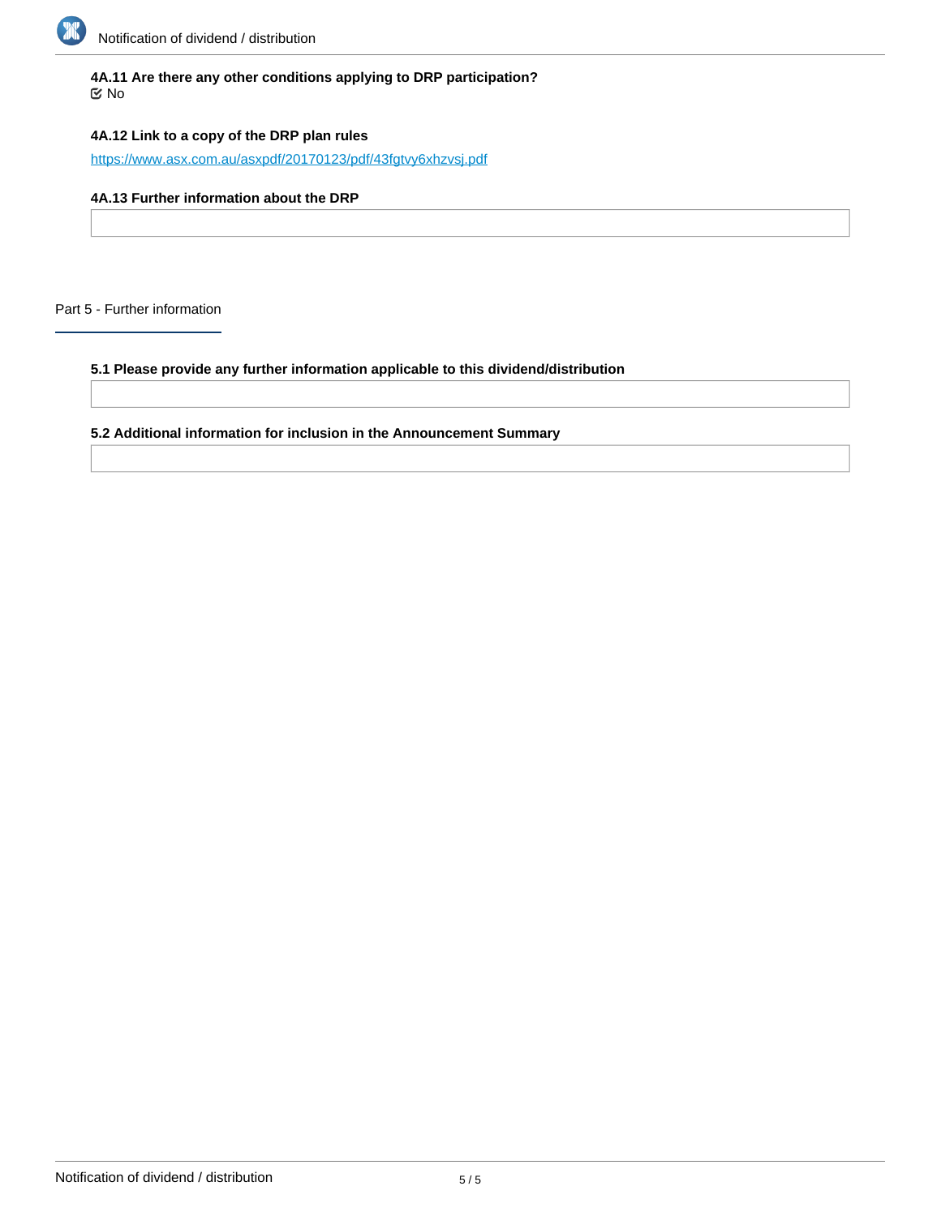**4A.11 Are there any other conditions applying to DRP participation?**

☑ No

**4A.12 Link to a copy of the DRP plan rules**

https://www.asx.com.au/asxpdf/20170123/pdf/43fgtvy6xhzvsj.pdf

**4A.13 Further information about the DRP**

## Part 5 - Further information

**5.1 Please provide any further information applicable to this dividend/distribution**

**5.2 Additional information for inclusion in the Announcement Summary**